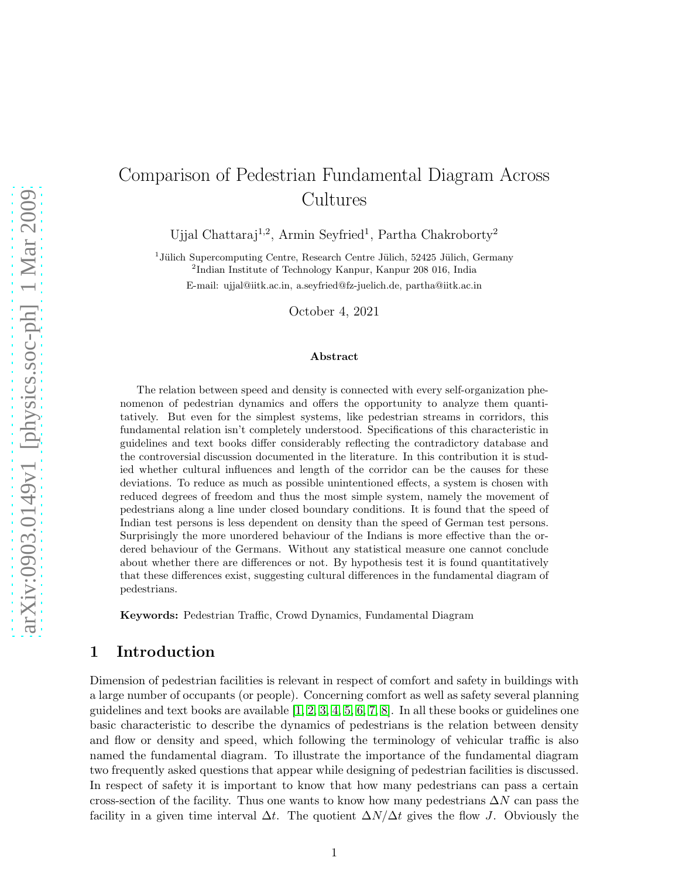# Comparison of Pedestrian Fundamental Diagram Across Cultures

Ujjal Chattaraj[1,2], Armin Seyfried[1], Partha Chakroborty[2]

[1]Jülich Supercomputing Centre, Research Centre Jülich, 52425 Jülich, Germany
[2]Indian Institute of Technology Kanpur, Kanpur 208 016, India
E-mail: ujjal@iitk.ac.in, a.seyfried@fz-juelich.de, partha@iitk.ac.in

October 4, 2021

### Abstract

The relation between speed and density is connected with every self-organization phenomenon of pedestrian dynamics and offers the opportunity to analyze them quantitatively. But even for the simplest systems, like pedestrian streams in corridors, this fundamental relation isn't completely understood. Specifications of this characteristic in guidelines and text books differ considerably reflecting the contradictory database and the controversial discussion documented in the literature. In this contribution it is studied whether cultural influences and length of the corridor can be the causes for these deviations. To reduce as much as possible unintentioned effects, a system is chosen with reduced degrees of freedom and thus the most simple system, namely the movement of pedestrians along a line under closed boundary conditions. It is found that the speed of Indian test persons is less dependent on density than the speed of German test persons. Surprisingly the more unordered behaviour of the Indians is more effective than the ordered behaviour of the Germans. Without any statistical measure one cannot conclude about whether there are differences or not. By hypothesis test it is found quantitatively that these differences exist, suggesting cultural differences in the fundamental diagram of pedestrians.

**Keywords:** Pedestrian Traffic, Crowd Dynamics, Fundamental Diagram

## 1 Introduction

Dimension of pedestrian facilities is relevant in respect of comfort and safety in buildings with a large number of occupants (or people). Concerning comfort as well as safety several planning guidelines and text books are available [1, 2, 3, 4, 5, 6, 7, 8]. In all these books or guidelines one basic characteristic to describe the dynamics of pedestrians is the relation between density and flow or density and speed, which following the terminology of vehicular traffic is also named the fundamental diagram. To illustrate the importance of the fundamental diagram two frequently asked questions that appear while designing of pedestrian facilities is discussed. In respect of safety it is important to know that how many pedestrians can pass a certain cross-section of the facility. Thus one wants to know how many pedestrians $\Delta N$ can pass the facility in a given time interval $\Delta t$. The quotient $\Delta N/\Delta t$ gives the flow $J$. Obviously the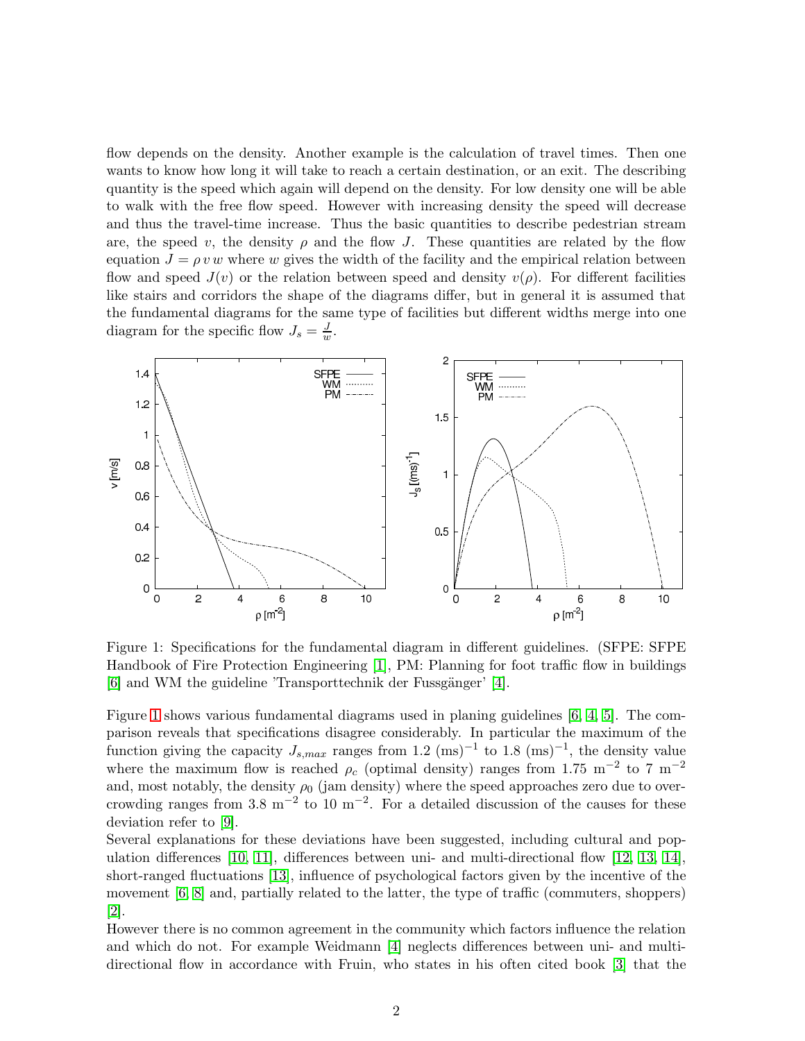flow depends on the density. Another example is the calculation of travel times. Then one wants to know how long it will take to reach a certain destination, or an exit. The describing quantity is the speed which again will depend on the density. For low density one will be able to walk with the free flow speed. However with increasing density the speed will decrease and thus the travel-time increase. Thus the basic quantities to describe pedestrian stream are, the speed $v$, the density $\rho$ and the flow $J$. These quantities are related by the flow equation $J = \rho\, v\, w$ where $w$ gives the width of the facility and the empirical relation between flow and speed $J(v)$ or the relation between speed and density $v(\rho)$. For different facilities like stairs and corridors the shape of the diagrams differ, but in general it is assumed that the fundamental diagrams for the same type of facilities but different widths merge into one diagram for the specific flow $J_s = \frac{J}{w}$.

Figure 1: Specifications for the fundamental diagram in different guidelines. (SFPE: SFPE Handbook of Fire Protection Engineering [1], PM: Planning for foot traffic flow in buildings [6] and WM the guideline 'Transporttechnik der Fussgänger' [4].

Figure 1 shows various fundamental diagrams used in planing guidelines [6, 4, 5]. The comparison reveals that specifications disagree considerably. In particular the maximum of the function giving the capacity $J_{s,max}$ ranges from 1.2 (ms)$^{-1}$ to 1.8 (ms)$^{-1}$, the density value where the maximum flow is reached $\rho_c$ (optimal density) ranges from 1.75 m$^{-2}$ to 7 m$^{-2}$ and, most notably, the density $\rho_0$ (jam density) where the speed approaches zero due to overcrowding ranges from 3.8 m$^{-2}$ to 10 m$^{-2}$. For a detailed discussion of the causes for these deviation refer to [9].

Several explanations for these deviations have been suggested, including cultural and population differences [10, 11], differences between uni- and multi-directional flow [12, 13, 14], short-ranged fluctuations [13], influence of psychological factors given by the incentive of the movement [6, 8] and, partially related to the latter, the type of traffic (commuters, shoppers) [2].

However there is no common agreement in the community which factors influence the relation and which do not. For example Weidmann [4] neglects differences between uni- and multi-directional flow in accordance with Fruin, who states in his often cited book [3] that the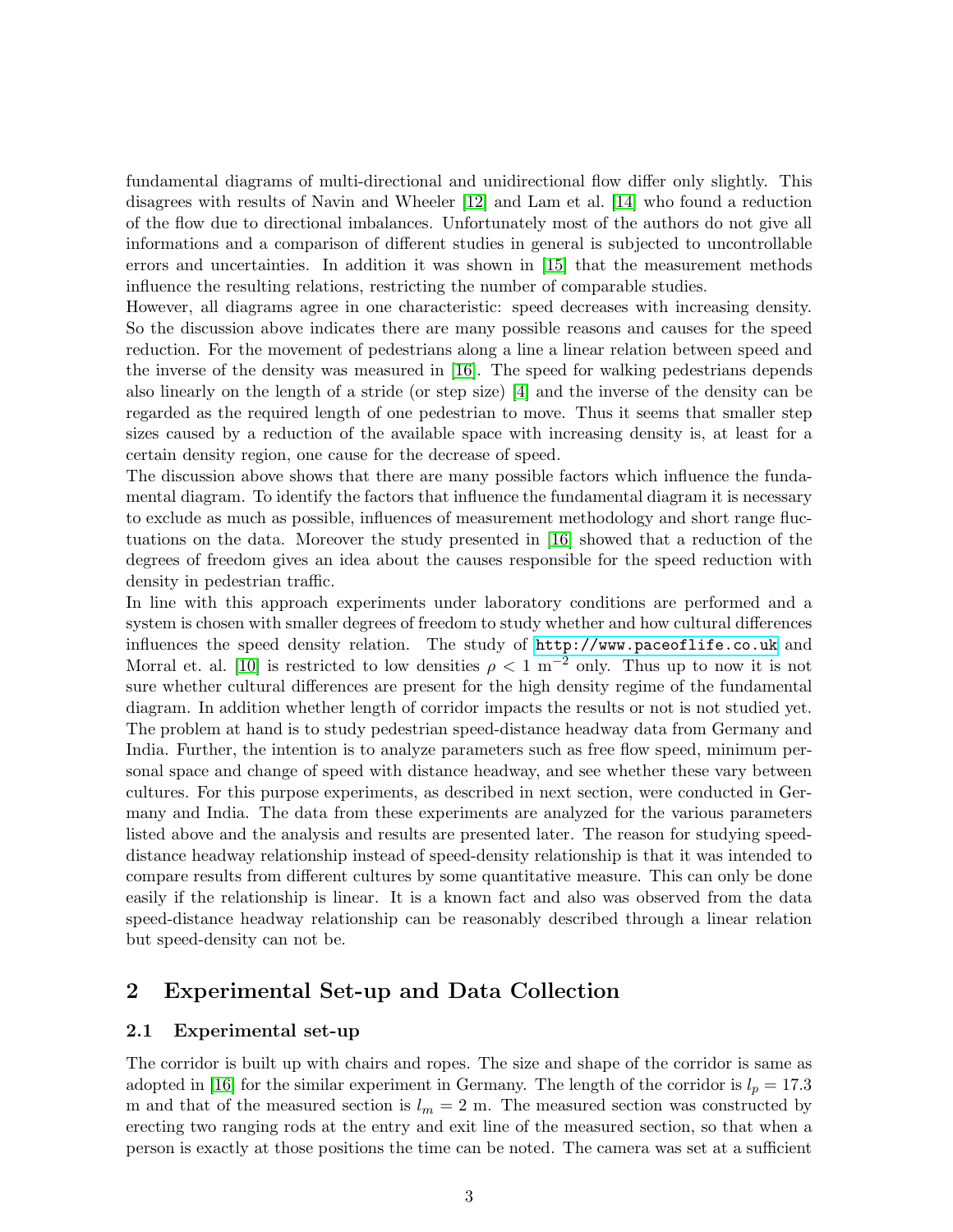fundamental diagrams of multi-directional and unidirectional flow differ only slightly. This disagrees with results of Navin and Wheeler [12] and Lam et al. [14] who found a reduction of the flow due to directional imbalances. Unfortunately most of the authors do not give all informations and a comparison of different studies in general is subjected to uncontrollable errors and uncertainties. In addition it was shown in [15] that the measurement methods influence the resulting relations, restricting the number of comparable studies.

However, all diagrams agree in one characteristic: speed decreases with increasing density. So the discussion above indicates there are many possible reasons and causes for the speed reduction. For the movement of pedestrians along a line a linear relation between speed and the inverse of the density was measured in [16]. The speed for walking pedestrians depends also linearly on the length of a stride (or step size) [4] and the inverse of the density can be regarded as the required length of one pedestrian to move. Thus it seems that smaller step sizes caused by a reduction of the available space with increasing density is, at least for a certain density region, one cause for the decrease of speed.

The discussion above shows that there are many possible factors which influence the fundamental diagram. To identify the factors that influence the fundamental diagram it is necessary to exclude as much as possible, influences of measurement methodology and short range fluctuations on the data. Moreover the study presented in [16] showed that a reduction of the degrees of freedom gives an idea about the causes responsible for the speed reduction with density in pedestrian traffic.

In line with this approach experiments under laboratory conditions are performed and a system is chosen with smaller degrees of freedom to study whether and how cultural differences influences the speed density relation. The study of http://www.paceoflife.co.uk and Morral et. al. [10] is restricted to low densities $\rho < 1$ m$^{-2}$ only. Thus up to now it is not sure whether cultural differences are present for the high density regime of the fundamental diagram. In addition whether length of corridor impacts the results or not is not studied yet. The problem at hand is to study pedestrian speed-distance headway data from Germany and India. Further, the intention is to analyze parameters such as free flow speed, minimum personal space and change of speed with distance headway, and see whether these vary between cultures. For this purpose experiments, as described in next section, were conducted in Germany and India. The data from these experiments are analyzed for the various parameters listed above and the analysis and results are presented later. The reason for studying speed-distance headway relationship instead of speed-density relationship is that it was intended to compare results from different cultures by some quantitative measure. This can only be done easily if the relationship is linear. It is a known fact and also was observed from the data speed-distance headway relationship can be reasonably described through a linear relation but speed-density can not be.

## 2 Experimental Set-up and Data Collection

### 2.1 Experimental set-up

The corridor is built up with chairs and ropes. The size and shape of the corridor is same as adopted in [16] for the similar experiment in Germany. The length of the corridor is $l_p = 17.3$ m and that of the measured section is $l_m = 2$ m. The measured section was constructed by erecting two ranging rods at the entry and exit line of the measured section, so that when a person is exactly at those positions the time can be noted. The camera was set at a sufficient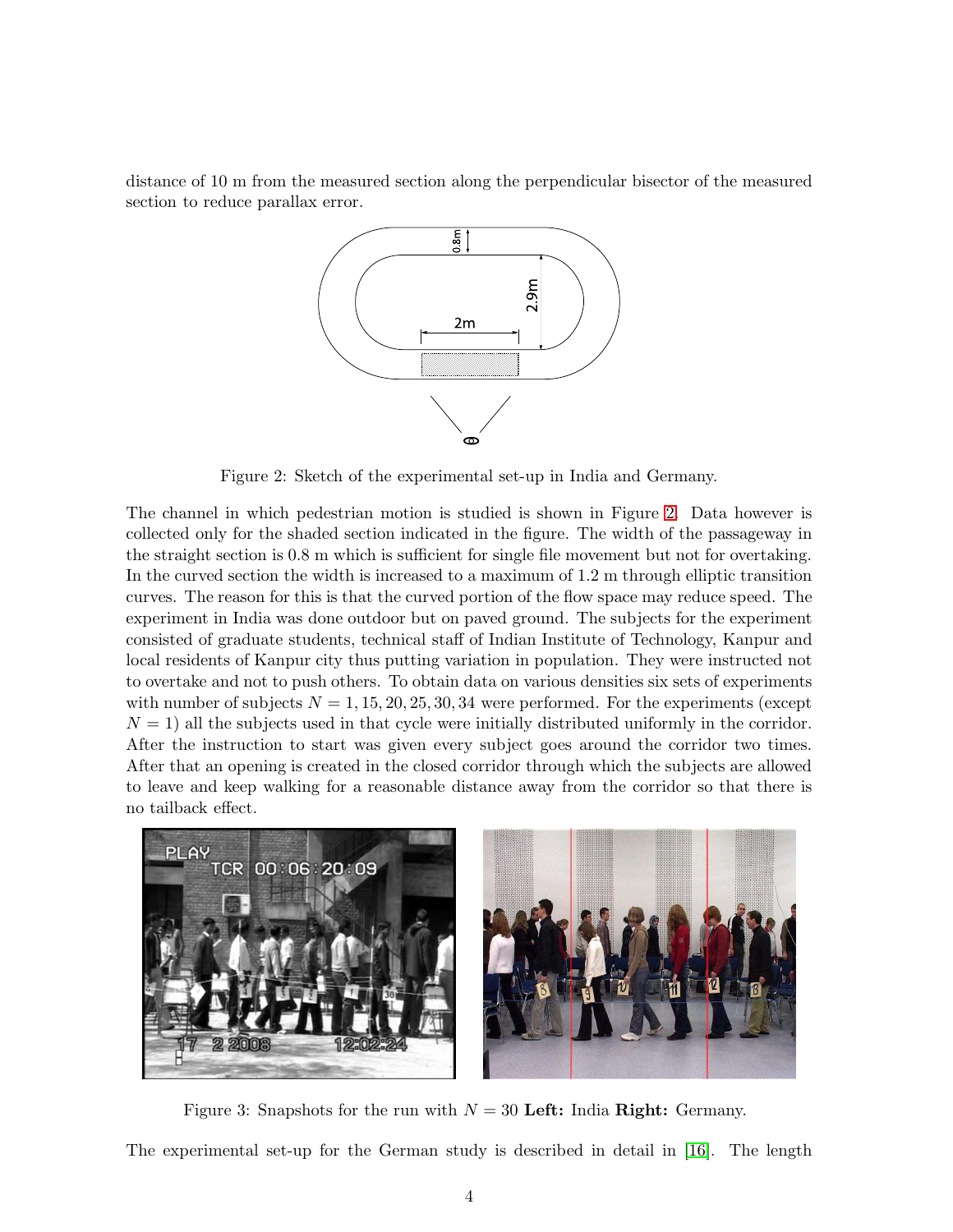distance of 10 m from the measured section along the perpendicular bisector of the measured section to reduce parallax error.

Figure 2: Sketch of the experimental set-up in India and Germany.

The channel in which pedestrian motion is studied is shown in Figure 2. Data however is collected only for the shaded section indicated in the figure. The width of the passageway in the straight section is 0.8 m which is sufficient for single file movement but not for overtaking. In the curved section the width is increased to a maximum of 1.2 m through elliptic transition curves. The reason for this is that the curved portion of the flow space may reduce speed. The experiment in India was done outdoor but on paved ground. The subjects for the experiment consisted of graduate students, technical staff of Indian Institute of Technology, Kanpur and local residents of Kanpur city thus putting variation in population. They were instructed not to overtake and not to push others. To obtain data on various densities six sets of experiments with number of subjects $N = 1, 15, 20, 25, 30, 34$ were performed. For the experiments (except $N = 1$) all the subjects used in that cycle were initially distributed uniformly in the corridor. After the instruction to start was given every subject goes around the corridor two times. After that an opening is created in the closed corridor through which the subjects are allowed to leave and keep walking for a reasonable distance away from the corridor so that there is no tailback effect.

Figure 3: Snapshots for the run with $N = 30$ **Left:** India **Right:** Germany.

The experimental set-up for the German study is described in detail in [16]. The length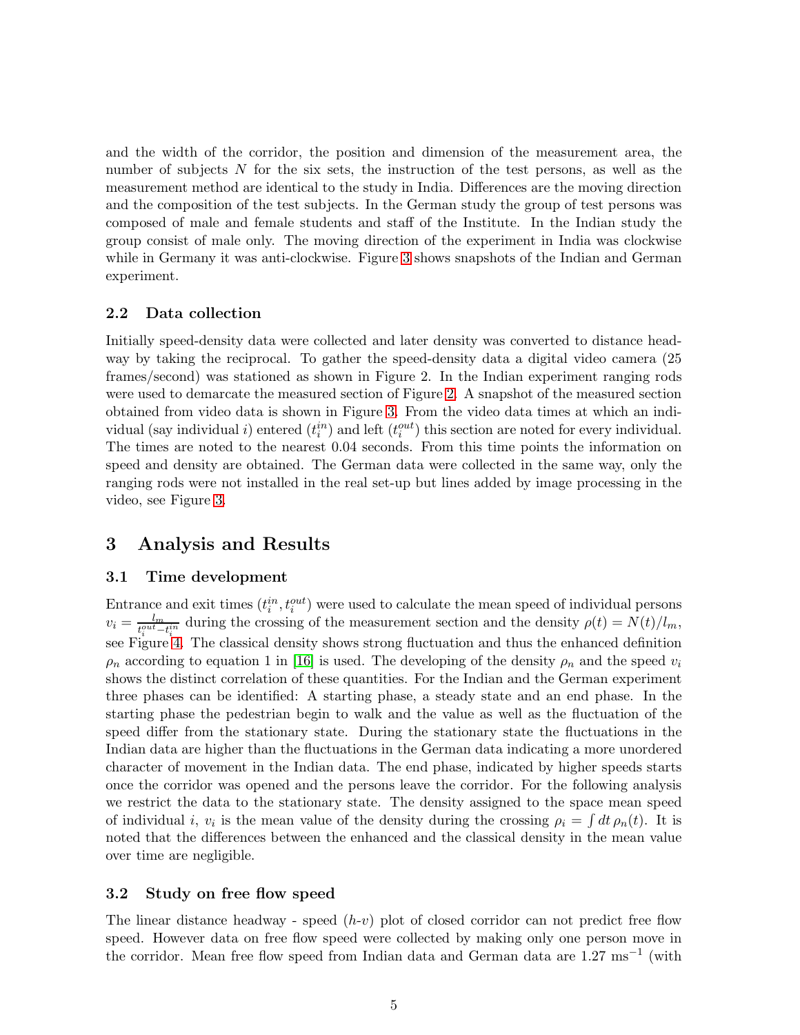and the width of the corridor, the position and dimension of the measurement area, the number of subjects $N$ for the six sets, the instruction of the test persons, as well as the measurement method are identical to the study in India. Differences are the moving direction and the composition of the test subjects. In the German study the group of test persons was composed of male and female students and staff of the Institute. In the Indian study the group consist of male only. The moving direction of the experiment in India was clockwise while in Germany it was anti-clockwise. Figure 3 shows snapshots of the Indian and German experiment.

### 2.2 Data collection

Initially speed-density data were collected and later density was converted to distance headway by taking the reciprocal. To gather the speed-density data a digital video camera (25 frames/second) was stationed as shown in Figure 2. In the Indian experiment ranging rods were used to demarcate the measured section of Figure 2. A snapshot of the measured section obtained from video data is shown in Figure 3. From the video data times at which an individual (say individual $i$) entered ($t_i^{in}$) and left ($t_i^{out}$) this section are noted for every individual. The times are noted to the nearest 0.04 seconds. From this time points the information on speed and density are obtained. The German data were collected in the same way, only the ranging rods were not installed in the real set-up but lines added by image processing in the video, see Figure 3.

## 3 Analysis and Results

### 3.1 Time development

Entrance and exit times ($t_i^{in}, t_i^{out}$) were used to calculate the mean speed of individual persons $v_i = \frac{l_m}{t_i^{out} - t_i^{in}}$ during the crossing of the measurement section and the density $\rho(t) = N(t)/l_m$, see Figure 4. The classical density shows strong fluctuation and thus the enhanced definition $\rho_n$ according to equation 1 in [16] is used. The developing of the density $\rho_n$ and the speed $v_i$ shows the distinct correlation of these quantities. For the Indian and the German experiment three phases can be identified: A starting phase, a steady state and an end phase. In the starting phase the pedestrian begin to walk and the value as well as the fluctuation of the speed differ from the stationary state. During the stationary state the fluctuations in the Indian data are higher than the fluctuations in the German data indicating a more unordered character of movement in the Indian data. The end phase, indicated by higher speeds starts once the corridor was opened and the persons leave the corridor. For the following analysis we restrict the data to the stationary state. The density assigned to the space mean speed of individual $i$, $v_i$ is the mean value of the density during the crossing $\rho_i = \int dt\, \rho_n(t)$. It is noted that the differences between the enhanced and the classical density in the mean value over time are negligible.

### 3.2 Study on free flow speed

The linear distance headway - speed ($h$-$v$) plot of closed corridor can not predict free flow speed. However data on free flow speed were collected by making only one person move in the corridor. Mean free flow speed from Indian data and German data are 1.27 ms$^{-1}$ (with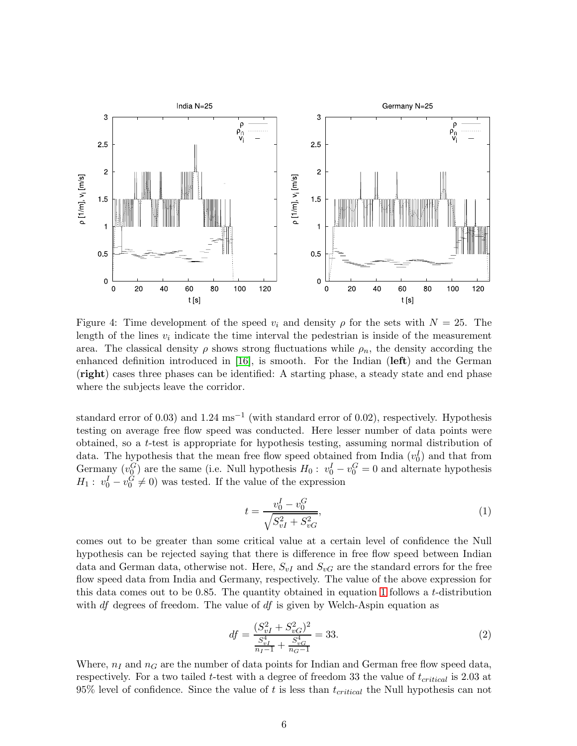Figure 4: Time development of the speed $v_i$ and density $\rho$ for the sets with $N = 25$. The length of the lines $v_i$ indicate the time interval the pedestrian is inside of the measurement area. The classical density $\rho$ shows strong fluctuations while $\rho_n$, the density according the enhanced definition introduced in [16], is smooth. For the Indian (**left**) and the German (**right**) cases three phases can be identified: A starting phase, a steady state and end phase where the subjects leave the corridor.

standard error of 0.03) and 1.24 ms$^{-1}$ (with standard error of 0.02), respectively. Hypothesis testing on average free flow speed was conducted. Here lesser number of data points were obtained, so a *t*-test is appropriate for hypothesis testing, assuming normal distribution of data. The hypothesis that the mean free flow speed obtained from India ($v_0^I$) and that from Germany ($v_0^G$) are the same (i.e. Null hypothesis $H_0: \ v_0^I - v_0^G = 0$ and alternate hypothesis $H_1: \ v_0^I - v_0^G \neq 0$) was tested. If the value of the expression

$$t = \frac{v_0^I - v_0^G}{\sqrt{S_{vI}^2 + S_{vG}^2}}, \tag{1}$$

comes out to be greater than some critical value at a certain level of confidence the Null hypothesis can be rejected saying that there is difference in free flow speed between Indian data and German data, otherwise not. Here, $S_{vI}$ and $S_{vG}$ are the standard errors for the free flow speed data from India and Germany, respectively. The value of the above expression for this data comes out to be 0.85. The quantity obtained in equation 1 follows a *t*-distribution with *df* degrees of freedom. The value of *df* is given by Welch-Aspin equation as

$$df = \frac{(S_{vI}^2 + S_{vG}^2)^2}{\frac{S_{vI}^4}{n_I - 1} + \frac{S_{vG}^4}{n_G - 1}} = 33. \tag{2}$$

Where, $n_I$ and $n_G$ are the number of data points for Indian and German free flow speed data, respectively. For a two tailed *t*-test with a degree of freedom 33 the value of $t_{critical}$ is 2.03 at 95% level of confidence. Since the value of $t$ is less than $t_{critical}$ the Null hypothesis can not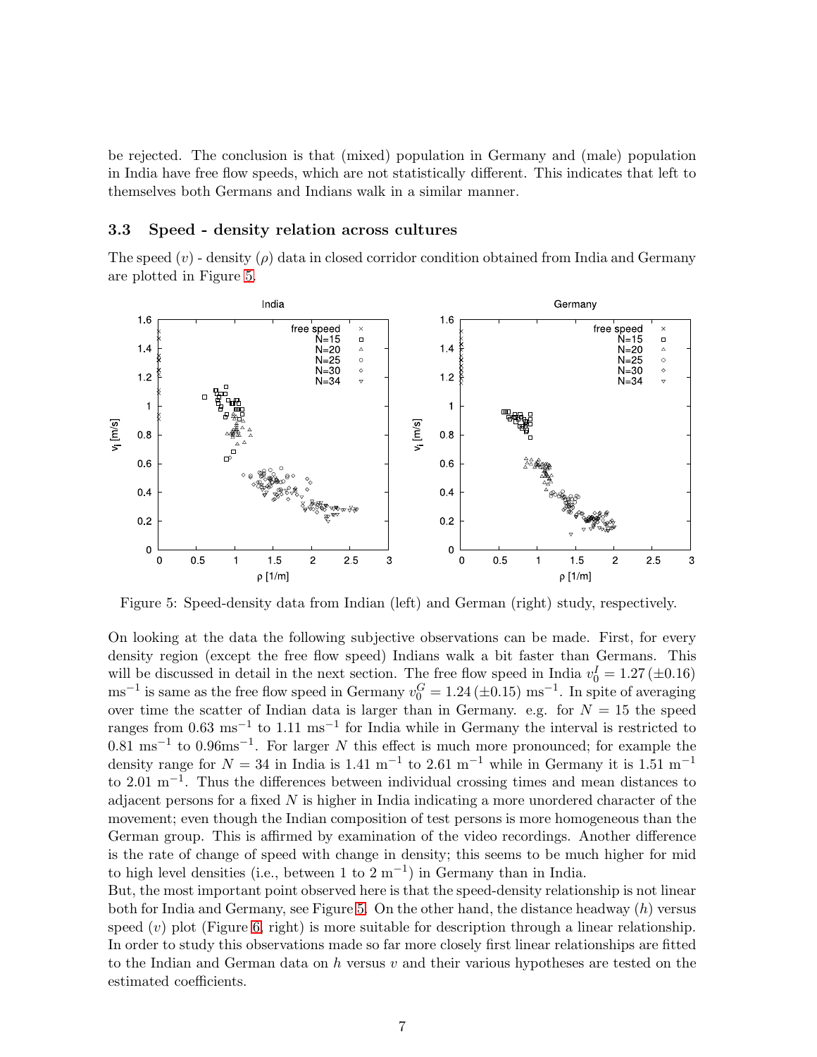be rejected. The conclusion is that (mixed) population in Germany and (male) population in India have free flow speeds, which are not statistically different. This indicates that left to themselves both Germans and Indians walk in a similar manner.

### 3.3 Speed - density relation across cultures

The speed ($v$) - density ($\rho$) data in closed corridor condition obtained from India and Germany are plotted in Figure 5.

Figure 5: Speed-density data from Indian (left) and German (right) study, respectively.

On looking at the data the following subjective observations can be made. First, for every density region (except the free flow speed) Indians walk a bit faster than Germans. This will be discussed in detail in the next section. The free flow speed in India $v_0^I = 1.27\,(\pm 0.16)$ ms$^{-1}$ is same as the free flow speed in Germany $v_0^G = 1.24\,(\pm 0.15)$ ms$^{-1}$. In spite of averaging over time the scatter of Indian data is larger than in Germany. e.g. for $N = 15$ the speed ranges from 0.63 ms$^{-1}$ to 1.11 ms$^{-1}$ for India while in Germany the interval is restricted to 0.81 ms$^{-1}$ to 0.96ms$^{-1}$. For larger $N$ this effect is much more pronounced; for example the density range for $N = 34$ in India is 1.41 m$^{-1}$ to 2.61 m$^{-1}$ while in Germany it is 1.51 m$^{-1}$ to 2.01 m$^{-1}$. Thus the differences between individual crossing times and mean distances to adjacent persons for a fixed $N$ is higher in India indicating a more unordered character of the movement; even though the Indian composition of test persons is more homogeneous than the German group. This is affirmed by examination of the video recordings. Another difference is the rate of change of speed with change in density; this seems to be much higher for mid to high level densities (i.e., between 1 to 2 m$^{-1}$) in Germany than in India.

But, the most important point observed here is that the speed-density relationship is not linear both for India and Germany, see Figure 5. On the other hand, the distance headway ($h$) versus speed ($v$) plot (Figure 6, right) is more suitable for description through a linear relationship. In order to study this observations made so far more closely first linear relationships are fitted to the Indian and German data on $h$ versus $v$ and their various hypotheses are tested on the estimated coefficients.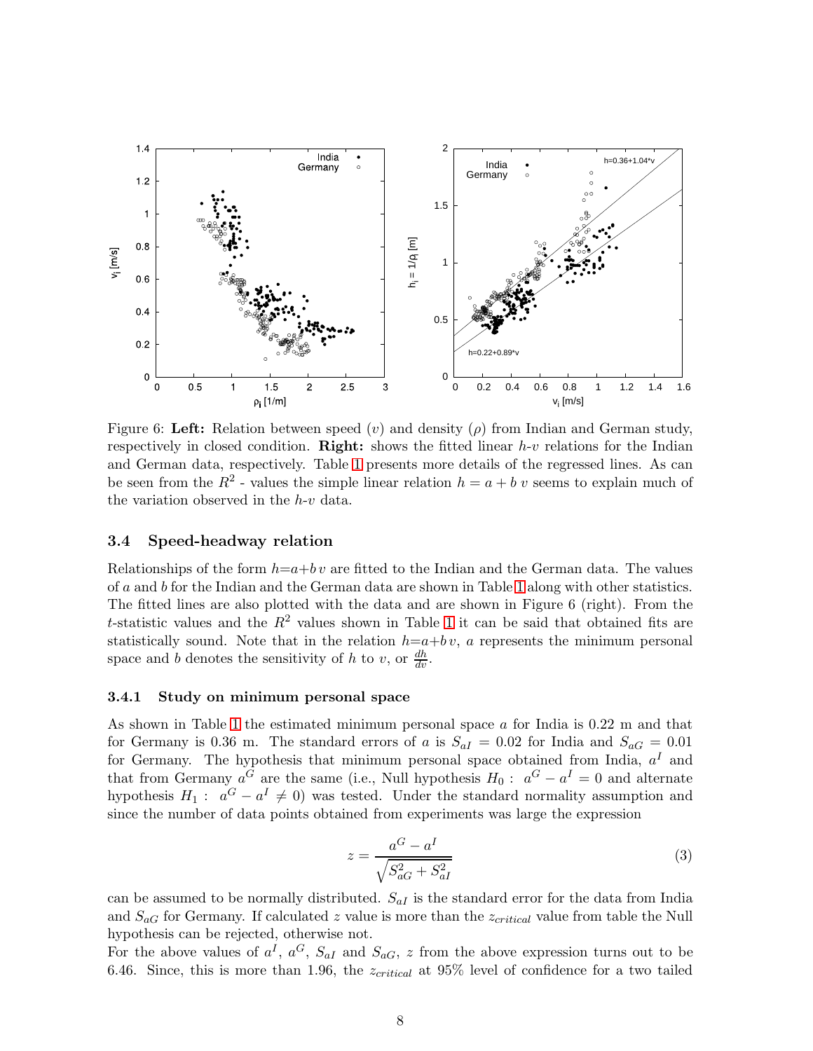Figure 6: **Left:** Relation between speed ($v$) and density ($\rho$) from Indian and German study, respectively in closed condition. **Right:** shows the fitted linear $h$-$v$ relations for the Indian and German data, respectively. Table 1 presents more details of the regressed lines. As can be seen from the $R^2$ - values the simple linear relation $h = a + b\,v$ seems to explain much of the variation observed in the $h$-$v$ data.

### 3.4 Speed-headway relation

Relationships of the form $h = a + b\,v$ are fitted to the Indian and the German data. The values of $a$ and $b$ for the Indian and the German data are shown in Table 1 along with other statistics. The fitted lines are also plotted with the data and are shown in Figure 6 (right). From the $t$-statistic values and the $R^2$ values shown in Table 1 it can be said that obtained fits are statistically sound. Note that in the relation $h = a + b\,v$, $a$ represents the minimum personal space and $b$ denotes the sensitivity of $h$ to $v$, or $\frac{dh}{dv}$.

#### 3.4.1 Study on minimum personal space

As shown in Table 1 the estimated minimum personal space $a$ for India is 0.22 m and that for Germany is 0.36 m. The standard errors of $a$ is $S_{aI} = 0.02$ for India and $S_{aG} = 0.01$ for Germany. The hypothesis that minimum personal space obtained from India, $a^I$ and that from Germany $a^G$ are the same (i.e., Null hypothesis $H_0:\ a^G - a^I = 0$ and alternate hypothesis $H_1:\ a^G - a^I \neq 0$) was tested. Under the standard normality assumption and since the number of data points obtained from experiments was large the expression

$$z = \frac{a^G - a^I}{\sqrt{S_{aG}^2 + S_{aI}^2}} \tag{3}$$

can be assumed to be normally distributed. $S_{aI}$ is the standard error for the data from India and $S_{aG}$ for Germany. If calculated $z$ value is more than the $z_{critical}$ value from table the Null hypothesis can be rejected, otherwise not.

For the above values of $a^I$, $a^G$, $S_{aI}$ and $S_{aG}$, $z$ from the above expression turns out to be 6.46. Since, this is more than 1.96, the $z_{critical}$ at 95% level of confidence for a two tailed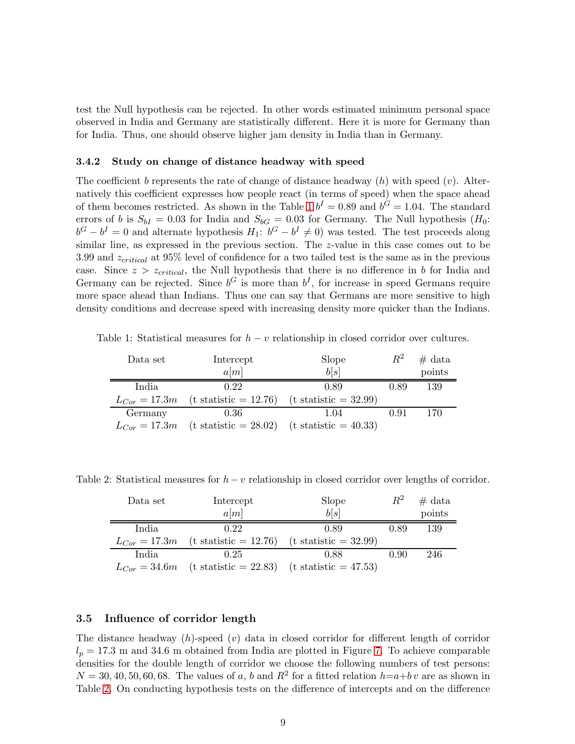test the Null hypothesis can be rejected. In other words estimated minimum personal space observed in India and Germany are statistically different. Here it is more for Germany than for India. Thus, one should observe higher jam density in India than in Germany.

### 3.4.2 Study on change of distance headway with speed

The coefficient $b$ represents the rate of change of distance headway ($h$) with speed ($v$). Alternatively this coefficient expresses how people react (in terms of speed) when the space ahead of them becomes restricted. As shown in the Table 1 $b^I = 0.89$ and $b^G = 1.04$. The standard errors of $b$ is $S_{bI} = 0.03$ for India and $S_{bG} = 0.03$ for Germany. The Null hypothesis ($H_0$: $b^G - b^I = 0$ and alternate hypothesis $H_1$: $b^G - b^I \neq 0$) was tested. The test proceeds along similar line, as expressed in the previous section. The $z$-value in this case comes out to be 3.99 and $z_{critical}$ at 95% level of confidence for a two tailed test is the same as in the previous case. Since $z > z_{critical}$, the Null hypothesis that there is no difference in $b$ for India and Germany can be rejected. Since $b^G$ is more than $b^I$, for increase in speed Germans require more space ahead than Indians. Thus one can say that Germans are more sensitive to high density conditions and decrease speed with increasing density more quicker than the Indians.

Table 1: Statistical measures for $h - v$ relationship in closed corridor over cultures.

| Data set | Intercept $a[m]$ | Slope $b[s]$ | $R^2$ | # data points |
|---|---|---|---|---|
| India | 0.22 | 0.89 | 0.89 | 139 |
| $L_{Cor} = 17.3m$ | (t statistic = 12.76) | (t statistic = 32.99) | | |
| Germany | 0.36 | 1.04 | 0.91 | 170 |
| $L_{Cor} = 17.3m$ | (t statistic = 28.02) | (t statistic = 40.33) | | |

Table 2: Statistical measures for $h - v$ relationship in closed corridor over lengths of corridor.

| Data set | Intercept $a[m]$ | Slope $b[s]$ | $R^2$ | # data points |
|---|---|---|---|---|
| India | 0.22 | 0.89 | 0.89 | 139 |
| $L_{Cor} = 17.3m$ | (t statistic = 12.76) | (t statistic = 32.99) | | |
| India | 0.25 | 0.88 | 0.90 | 246 |
| $L_{Cor} = 34.6m$ | (t statistic = 22.83) | (t statistic = 47.53) | | |

## 3.5 Influence of corridor length

The distance headway ($h$)-speed ($v$) data in closed corridor for different length of corridor $l_p = 17.3$ m and 34.6 m obtained from India are plotted in Figure 7. To achieve comparable densities for the double length of corridor we choose the following numbers of test persons: $N = 30, 40, 50, 60, 68$. The values of $a$, $b$ and $R^2$ for a fitted relation $h = a + b\,v$ are as shown in Table 2. On conducting hypothesis tests on the difference of intercepts and on the difference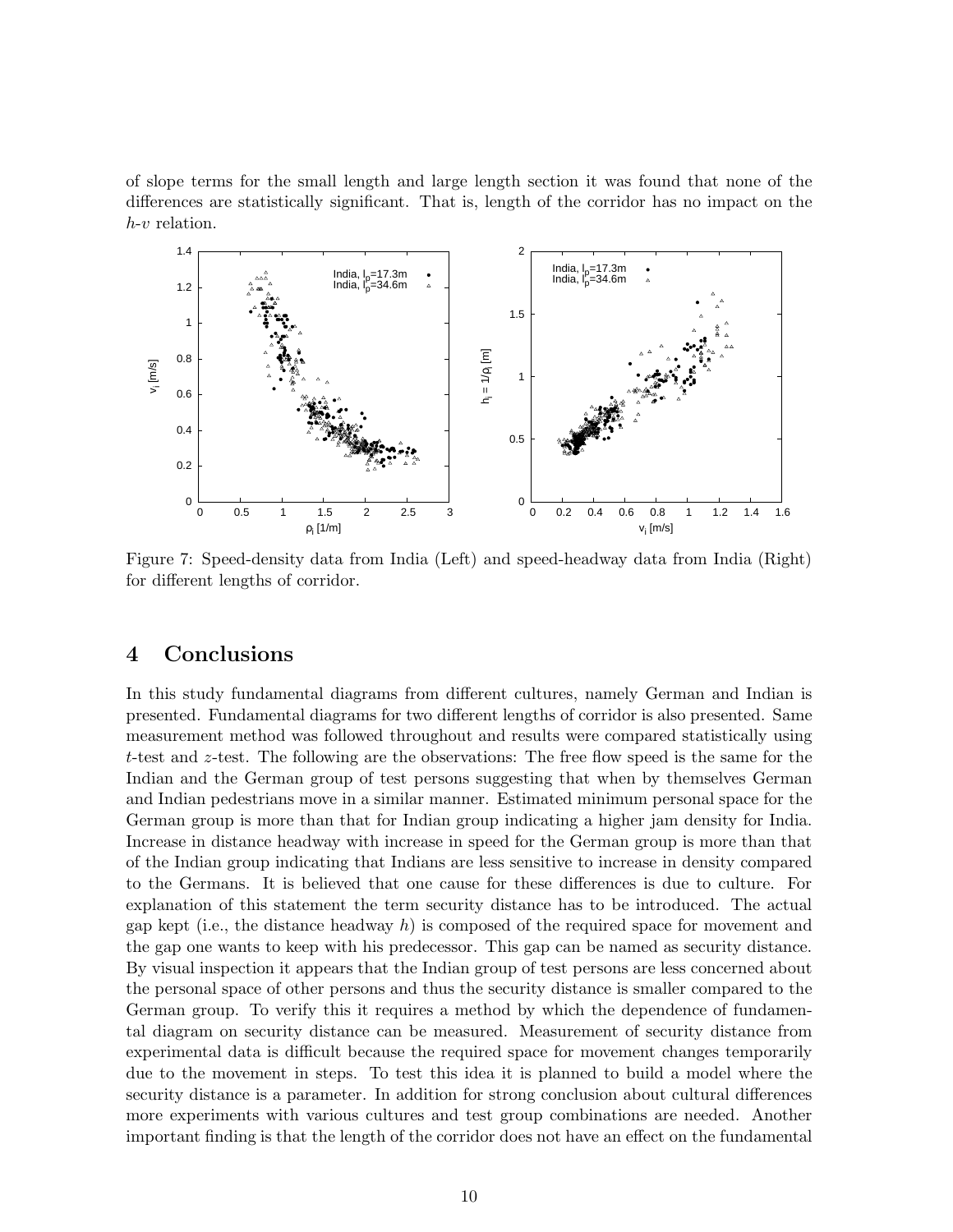of slope terms for the small length and large length section it was found that none of the differences are statistically significant. That is, length of the corridor has no impact on the $h$-$v$ relation.

Figure 7: Speed-density data from India (Left) and speed-headway data from India (Right) for different lengths of corridor.

# 4 Conclusions

In this study fundamental diagrams from different cultures, namely German and Indian is presented. Fundamental diagrams for two different lengths of corridor is also presented. Same measurement method was followed throughout and results were compared statistically using $t$-test and $z$-test. The following are the observations: The free flow speed is the same for the Indian and the German group of test persons suggesting that when by themselves German and Indian pedestrians move in a similar manner. Estimated minimum personal space for the German group is more than that for Indian group indicating a higher jam density for India. Increase in distance headway with increase in speed for the German group is more than that of the Indian group indicating that Indians are less sensitive to increase in density compared to the Germans. It is believed that one cause for these differences is due to culture. For explanation of this statement the term security distance has to be introduced. The actual gap kept (i.e., the distance headway $h$) is composed of the required space for movement and the gap one wants to keep with his predecessor. This gap can be named as security distance. By visual inspection it appears that the Indian group of test persons are less concerned about the personal space of other persons and thus the security distance is smaller compared to the German group. To verify this it requires a method by which the dependence of fundamental diagram on security distance can be measured. Measurement of security distance from experimental data is difficult because the required space for movement changes temporarily due to the movement in steps. To test this idea it is planned to build a model where the security distance is a parameter. In addition for strong conclusion about cultural differences more experiments with various cultures and test group combinations are needed. Another important finding is that the length of the corridor does not have an effect on the fundamental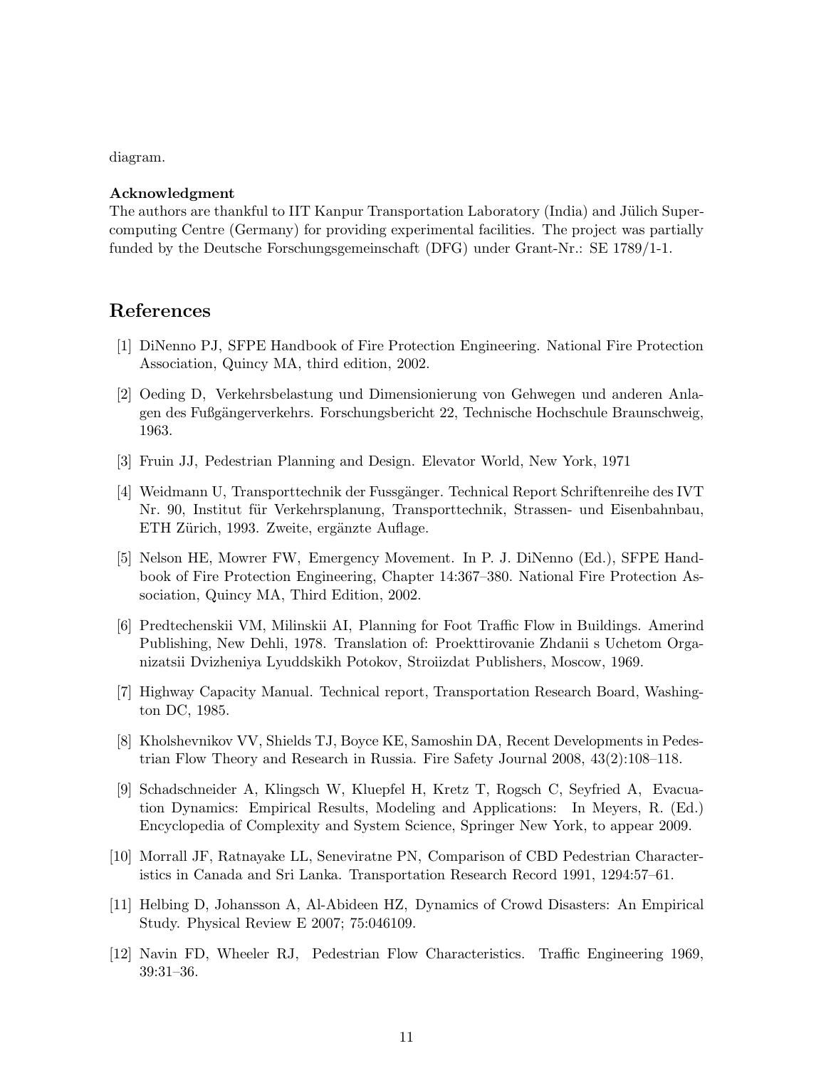diagram.

**Acknowledgment**
The authors are thankful to IIT Kanpur Transportation Laboratory (India) and Jülich Supercomputing Centre (Germany) for providing experimental facilities. The project was partially funded by the Deutsche Forschungsgemeinschaft (DFG) under Grant-Nr.: SE 1789/1-1.

## References

[1] DiNenno PJ, SFPE Handbook of Fire Protection Engineering. National Fire Protection Association, Quincy MA, third edition, 2002.

[2] Oeding D, Verkehrsbelastung und Dimensionierung von Gehwegen und anderen Anlagen des Fußgängerverkehrs. Forschungsbericht 22, Technische Hochschule Braunschweig, 1963.

[3] Fruin JJ, Pedestrian Planning and Design. Elevator World, New York, 1971

[4] Weidmann U, Transporttechnik der Fussgänger. Technical Report Schriftenreihe des IVT Nr. 90, Institut für Verkehrsplanung, Transporttechnik, Strassen- und Eisenbahnbau, ETH Zürich, 1993. Zweite, ergänzte Auflage.

[5] Nelson HE, Mowrer FW, Emergency Movement. In P. J. DiNenno (Ed.), SFPE Handbook of Fire Protection Engineering, Chapter 14:367–380. National Fire Protection Association, Quincy MA, Third Edition, 2002.

[6] Predtechenskii VM, Milinskii AI, Planning for Foot Traffic Flow in Buildings. Amerind Publishing, New Dehli, 1978. Translation of: Proekttirovanie Zhdanii s Uchetom Organizatsii Dvizheniya Lyuddskikh Potokov, Stroiizdat Publishers, Moscow, 1969.

[7] Highway Capacity Manual. Technical report, Transportation Research Board, Washington DC, 1985.

[8] Kholshevnikov VV, Shields TJ, Boyce KE, Samoshin DA, Recent Developments in Pedestrian Flow Theory and Research in Russia. Fire Safety Journal 2008, 43(2):108–118.

[9] Schadschneider A, Klingsch W, Kluepfel H, Kretz T, Rogsch C, Seyfried A, Evacuation Dynamics: Empirical Results, Modeling and Applications: In Meyers, R. (Ed.) Encyclopedia of Complexity and System Science, Springer New York, to appear 2009.

[10] Morrall JF, Ratnayake LL, Seneviratne PN, Comparison of CBD Pedestrian Characteristics in Canada and Sri Lanka. Transportation Research Record 1991, 1294:57–61.

[11] Helbing D, Johansson A, Al-Abideen HZ, Dynamics of Crowd Disasters: An Empirical Study. Physical Review E 2007; 75:046109.

[12] Navin FD, Wheeler RJ, Pedestrian Flow Characteristics. Traffic Engineering 1969, 39:31–36.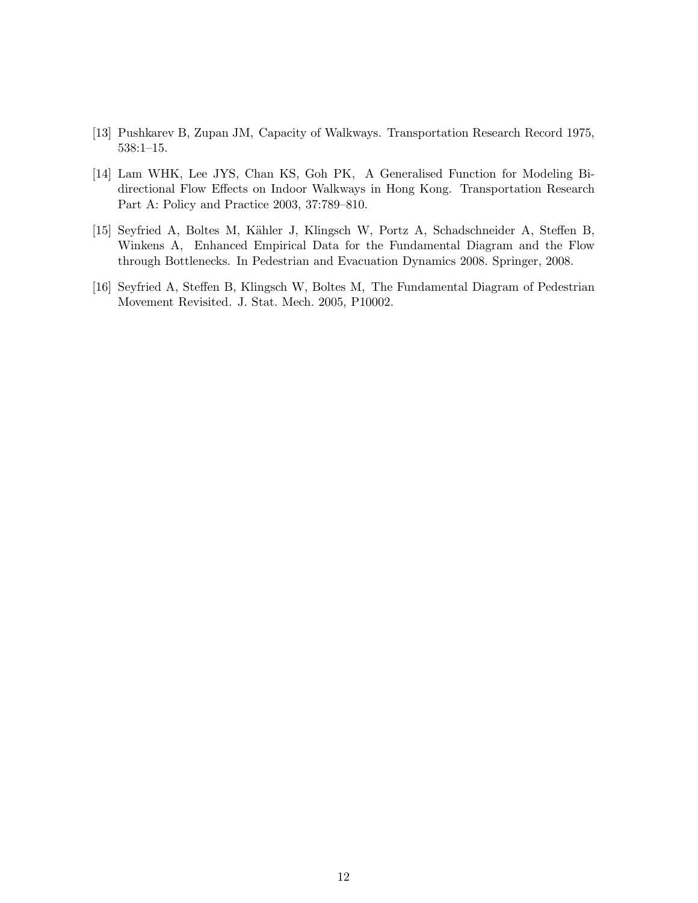[13] Pushkarev B, Zupan JM, Capacity of Walkways. Transportation Research Record 1975, 538:1–15.

[14] Lam WHK, Lee JYS, Chan KS, Goh PK, A Generalised Function for Modeling Bi-directional Flow Effects on Indoor Walkways in Hong Kong. Transportation Research Part A: Policy and Practice 2003, 37:789–810.

[15] Seyfried A, Boltes M, Kähler J, Klingsch W, Portz A, Schadschneider A, Steffen B, Winkens A, Enhanced Empirical Data for the Fundamental Diagram and the Flow through Bottlenecks. In Pedestrian and Evacuation Dynamics 2008. Springer, 2008.

[16] Seyfried A, Steffen B, Klingsch W, Boltes M, The Fundamental Diagram of Pedestrian Movement Revisited. J. Stat. Mech. 2005, P10002.